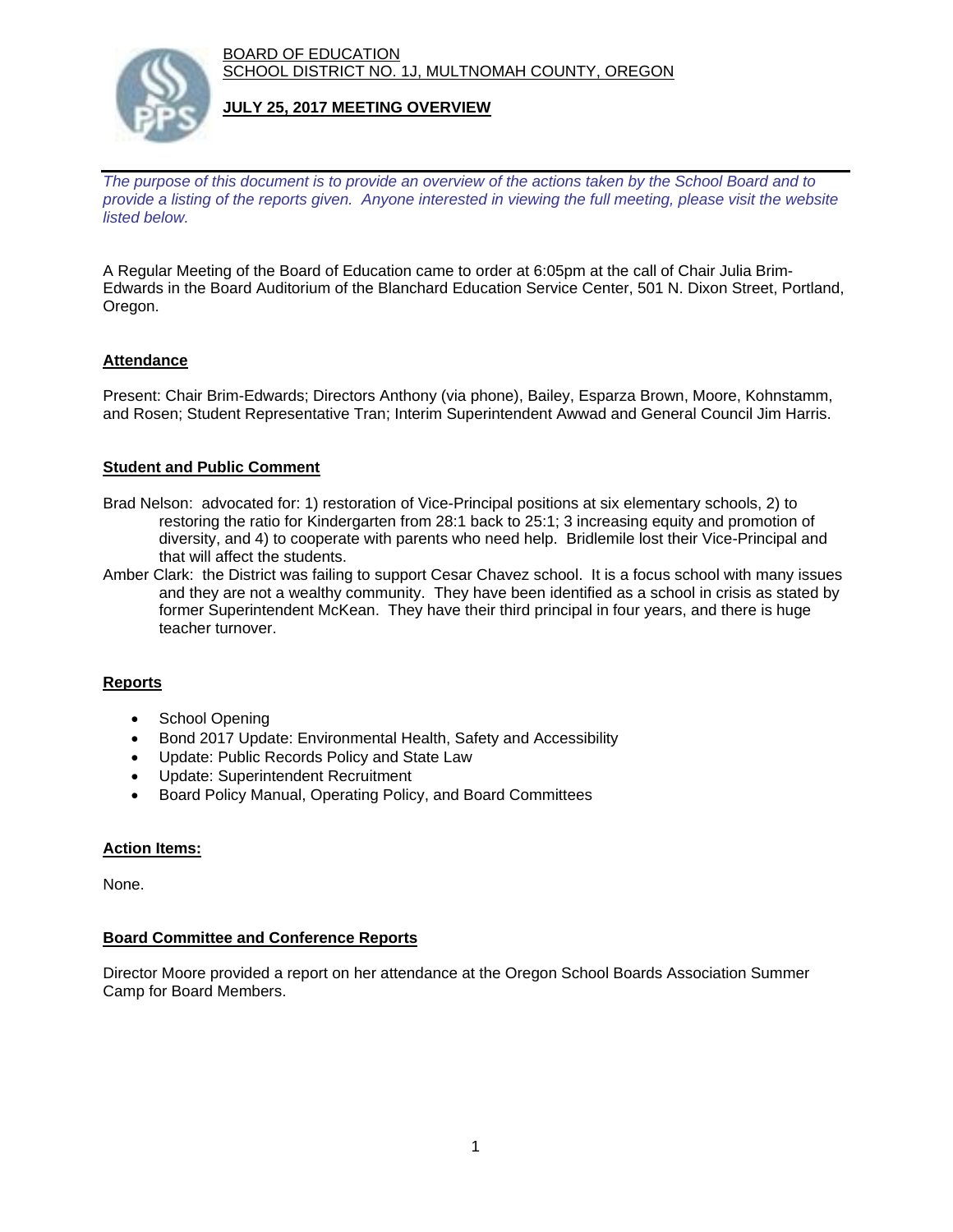BOARD OF EDUCATION
SCHOOL DISTRICT NO. 1J, MULTNOMAH COUNTY, OREGON

**JULY 25, 2017 MEETING OVERVIEW**

*The purpose of this document is to provide an overview of the actions taken by the School Board and to provide a listing of the reports given. Anyone interested in viewing the full meeting, please visit the website listed below.*

A Regular Meeting of the Board of Education came to order at 6:05pm at the call of Chair Julia Brim-Edwards in the Board Auditorium of the Blanchard Education Service Center, 501 N. Dixon Street, Portland, Oregon.

## Attendance

Present: Chair Brim-Edwards; Directors Anthony (via phone), Bailey, Esparza Brown, Moore, Kohnstamm, and Rosen; Student Representative Tran; Interim Superintendent Awwad and General Council Jim Harris.

## Student and Public Comment

Brad Nelson: advocated for: 1) restoration of Vice-Principal positions at six elementary schools, 2) to restoring the ratio for Kindergarten from 28:1 back to 25:1; 3 increasing equity and promotion of diversity, and 4) to cooperate with parents who need help. Bridlemile lost their Vice-Principal and that will affect the students.

Amber Clark: the District was failing to support Cesar Chavez school. It is a focus school with many issues and they are not a wealthy community. They have been identified as a school in crisis as stated by former Superintendent McKean. They have their third principal in four years, and there is huge teacher turnover.

## Reports

- School Opening
- Bond 2017 Update: Environmental Health, Safety and Accessibility
- Update: Public Records Policy and State Law
- Update: Superintendent Recruitment
- Board Policy Manual, Operating Policy, and Board Committees

## Action Items:

None.

## Board Committee and Conference Reports

Director Moore provided a report on her attendance at the Oregon School Boards Association Summer Camp for Board Members.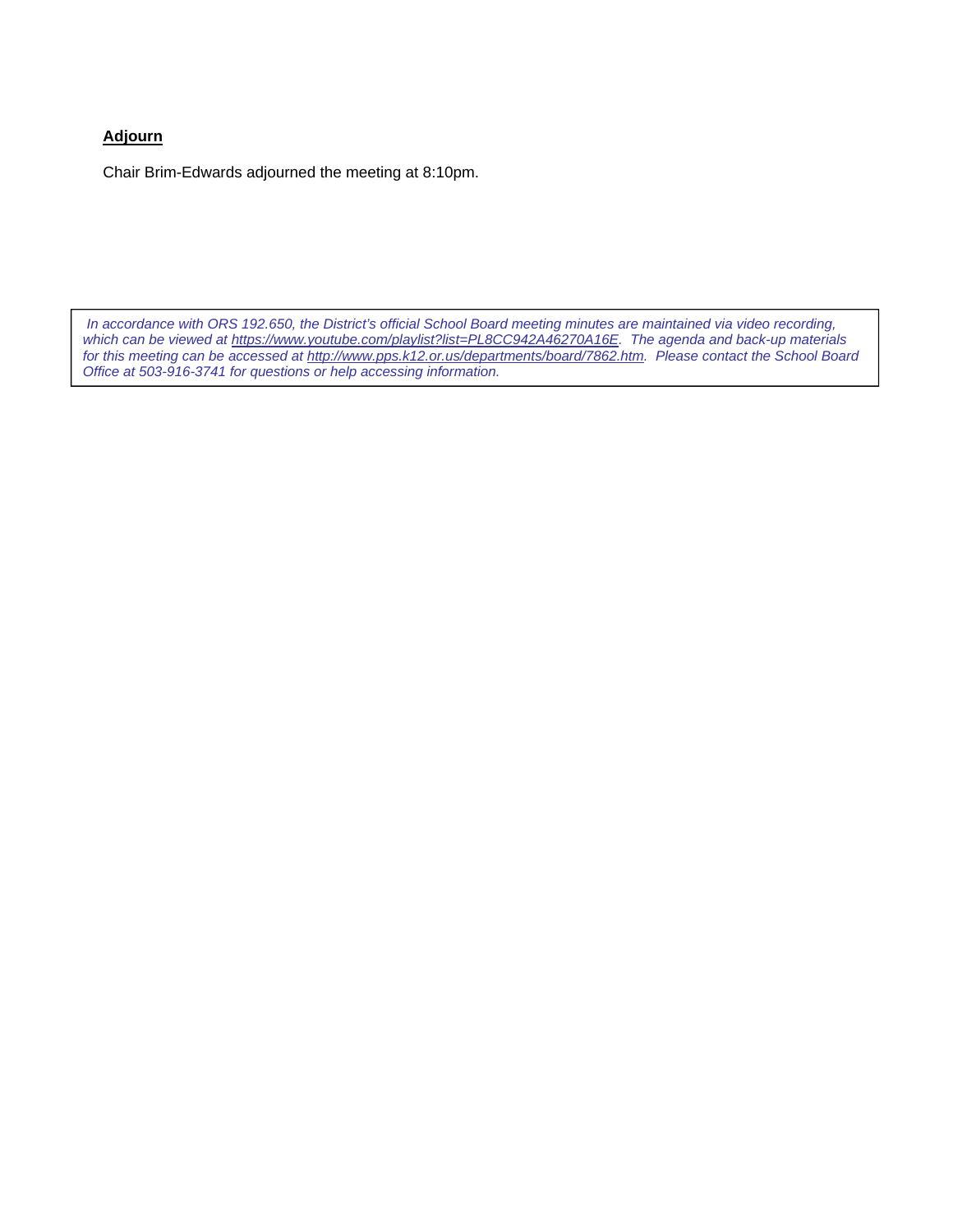**Adjourn**

Chair Brim-Edwards adjourned the meeting at 8:10pm.

*In accordance with ORS 192.650, the District's official School Board meeting minutes are maintained via video recording, which can be viewed at https://www.youtube.com/playlist?list=PL8CC942A46270A16E. The agenda and back-up materials for this meeting can be accessed at http://www.pps.k12.or.us/departments/board/7862.htm. Please contact the School Board Office at 503-916-3741 for questions or help accessing information.*